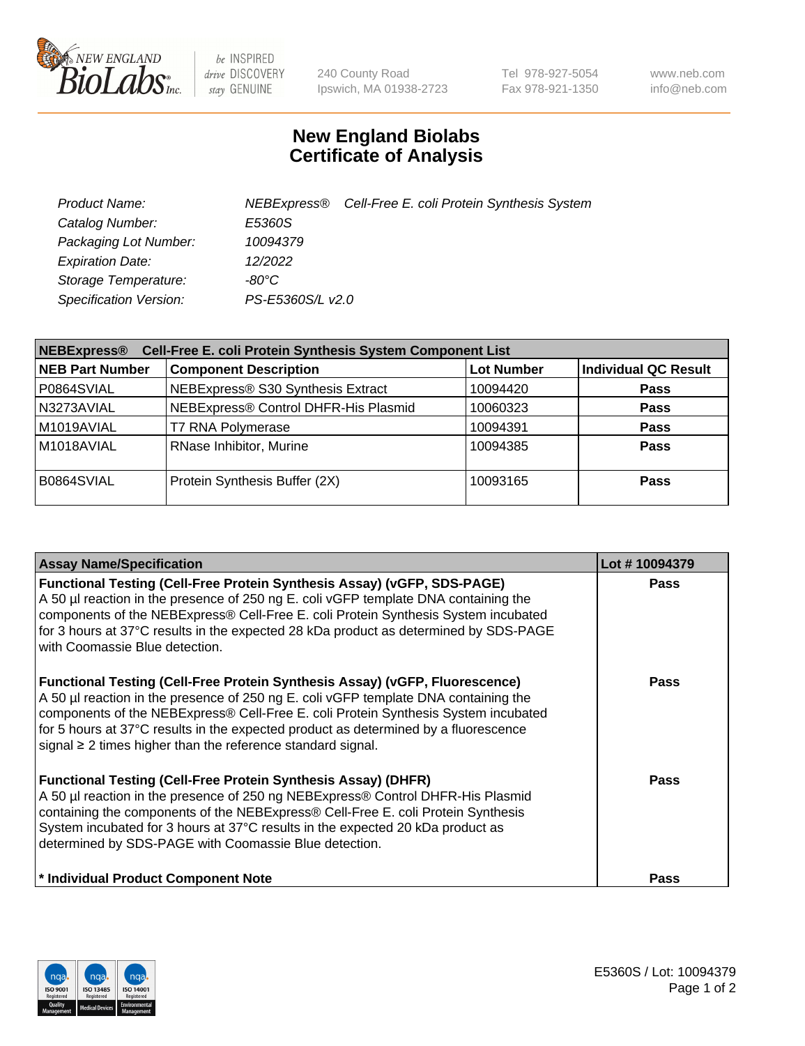# New England Biolabs
# Certificate of Analysis

| | |
|---|---|
| *Product Name:* | *NEBExpress® Cell-Free E. coli Protein Synthesis System* |
| *Catalog Number:* | *E5360S* |
| *Packaging Lot Number:* | *10094379* |
| *Expiration Date:* | *12/2022* |
| *Storage Temperature:* | *-80°C* |
| *Specification Version:* | *PS-E5360S/L v2.0* |

| **NEBExpress® Cell-Free E. coli Protein Synthesis System Component List** | | | |
|---|---|---|---|
| **NEB Part Number** | **Component Description** | **Lot Number** | **Individual QC Result** |
| P0864SVIAL | NEBExpress® S30 Synthesis Extract | 10094420 | **Pass** |
| N3273AVIAL | NEBExpress® Control DHFR-His Plasmid | 10060323 | **Pass** |
| M1019AVIAL | T7 RNA Polymerase | 10094391 | **Pass** |
| M1018AVIAL | RNase Inhibitor, Murine | 10094385 | **Pass** |
| B0864SVIAL | Protein Synthesis Buffer (2X) | 10093165 | **Pass** |

| **Assay Name/Specification** | **Lot # 10094379** |
|---|---|
| **Functional Testing (Cell-Free Protein Synthesis Assay) (vGFP, SDS-PAGE)** A 50 µl reaction in the presence of 250 ng E. coli vGFP template DNA containing the components of the NEBExpress® Cell-Free E. coli Protein Synthesis System incubated for 3 hours at 37°C results in the expected 28 kDa product as determined by SDS-PAGE with Coomassie Blue detection. | **Pass** |
| **Functional Testing (Cell-Free Protein Synthesis Assay) (vGFP, Fluorescence)** A 50 µl reaction in the presence of 250 ng E. coli vGFP template DNA containing the components of the NEBExpress® Cell-Free E. coli Protein Synthesis System incubated for 5 hours at 37°C results in the expected product as determined by a fluorescence signal ≥ 2 times higher than the reference standard signal. | **Pass** |
| **Functional Testing (Cell-Free Protein Synthesis Assay) (DHFR)** A 50 µl reaction in the presence of 250 ng NEBExpress® Control DHFR-His Plasmid containing the components of the NEBExpress® Cell-Free E. coli Protein Synthesis System incubated for 3 hours at 37°C results in the expected 20 kDa product as determined by SDS-PAGE with Coomassie Blue detection. | **Pass** |
| **\* Individual Product Component Note** | **Pass** |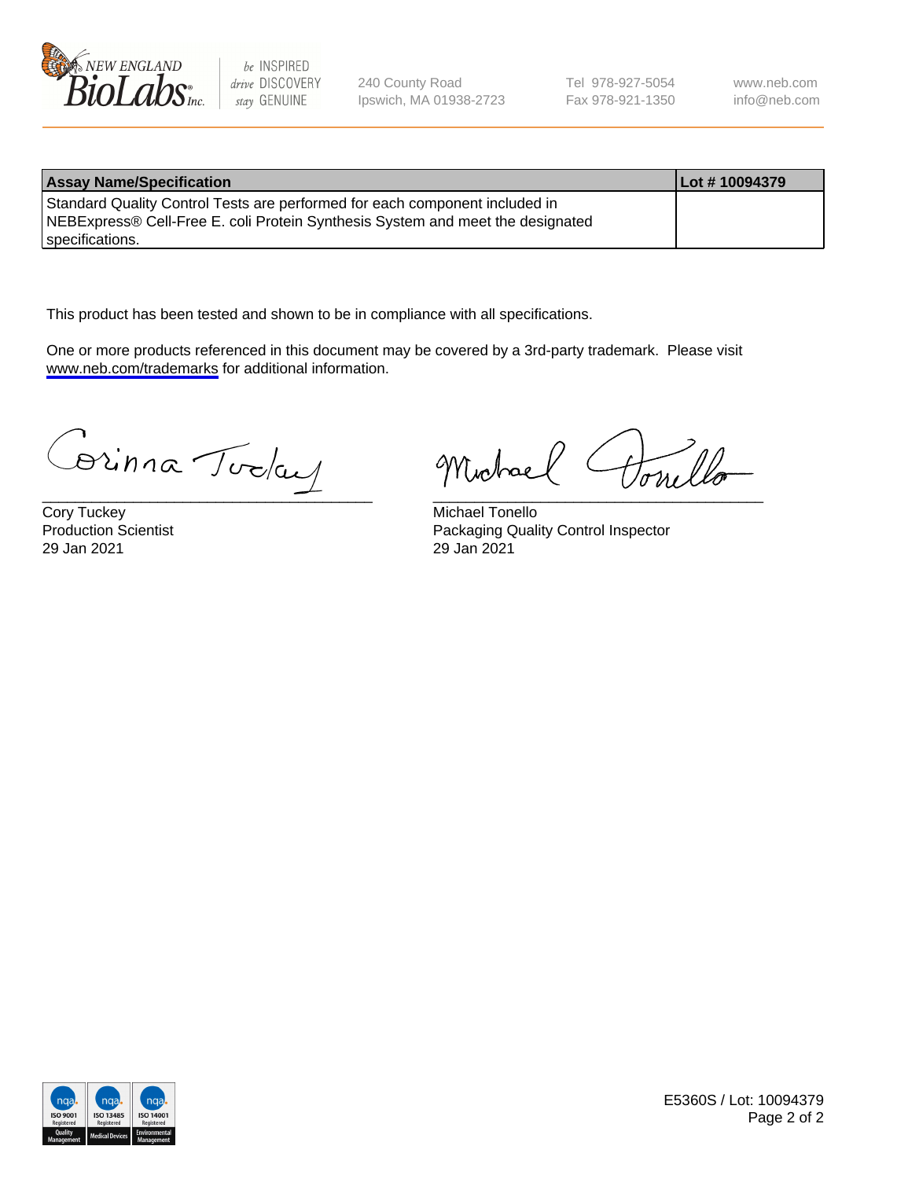| Assay Name/Specification | Lot # 10094379 |
| --- | --- |
| Standard Quality Control Tests are performed for each component included in NEBExpress® Cell-Free E. coli Protein Synthesis System and meet the designated specifications. | |

This product has been tested and shown to be in compliance with all specifications.

One or more products referenced in this document may be covered by a 3rd-party trademark. Please visit www.neb.com/trademarks for additional information.

Cory Tuckey
Production Scientist
29 Jan 2021

Michael Tonello
Packaging Quality Control Inspector
29 Jan 2021

E5360S / Lot: 10094379